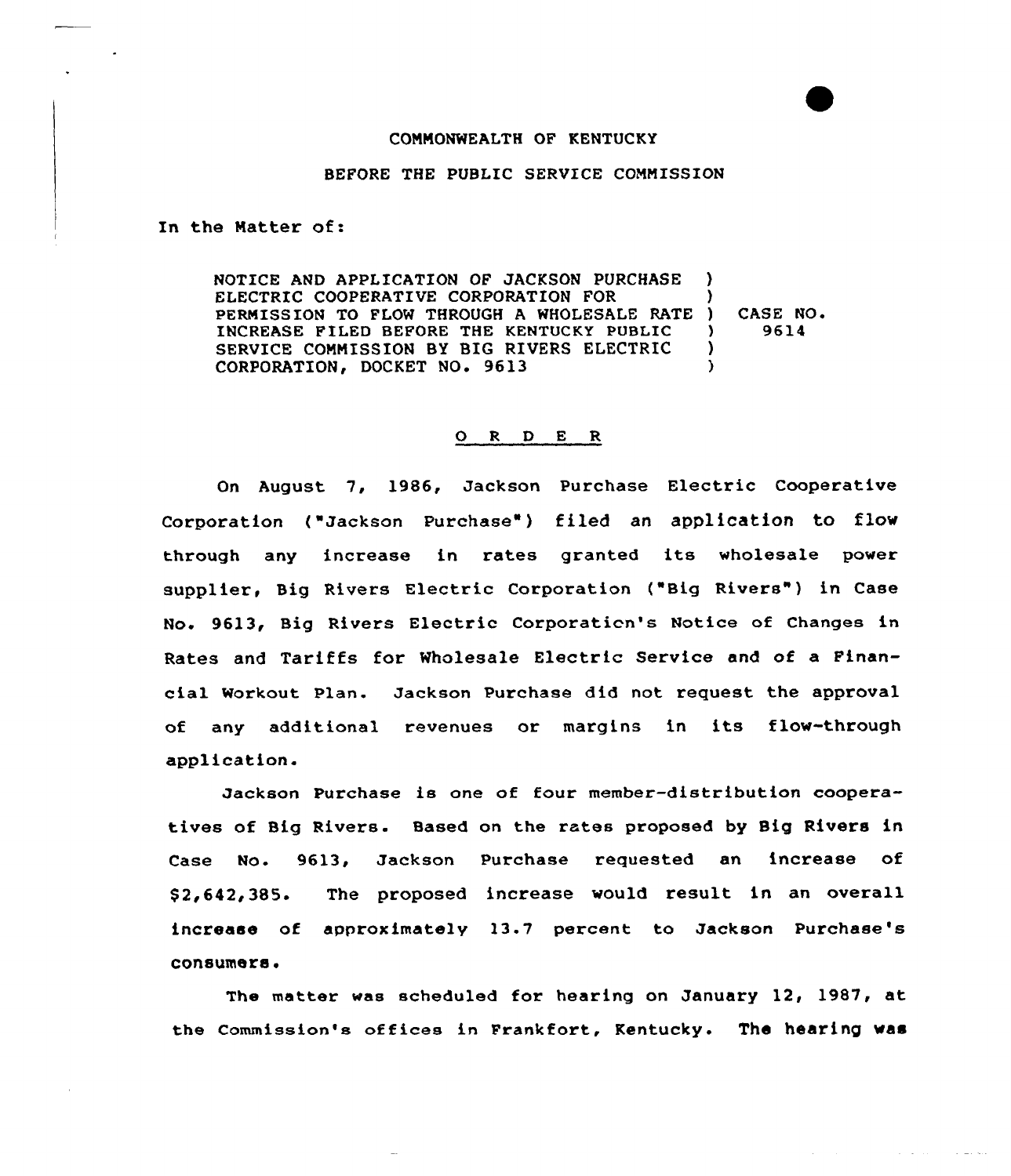COMMONWEALTH OF KENTUCKY

BEFORE THE PUBLIC SERVICE COMMISSION

In the Matter of:

| | | |
|---|---|---|
| NOTICE AND APPLICATION OF JACKSON PURCHASE ELECTRIC COOPERATIVE CORPORATION FOR PERMISSION TO FLOW THROUGH A WHOLESALE RATE INCREASE FILED BEFORE THE KENTUCKY PUBLIC SERVICE COMMISSION BY BIG RIVERS ELECTRIC CORPORATION, DOCKET NO. 9613 | ) | CASE NO. 9614 |

## O R D E R

On August 7, 1986, Jackson Purchase Electric Cooperative Corporation ("Jackson Purchase") filed an application to flow through any increase in rates granted its wholesale power supplier, Big Rivers Electric Corporation ("Big Rivers") in Case No. 9613, Big Rivers Electric Corporation's Notice of Changes in Rates and Tariffs for Wholesale Electric Service and of a Financial Workout Plan. Jackson Purchase did not request the approval of any additional revenues or margins in its flow-through application.

Jackson Purchase is one of four member-distribution cooperatives of Big Rivers. Based on the rates proposed by Big Rivers in Case No. 9613, Jackson Purchase requested an increase of $2,642,385. The proposed increase would result in an overall increase of approximately 13.7 percent to Jackson Purchase's consumers.

The matter was scheduled for hearing on January 12, 1987, at the Commission's offices in Frankfort, Kentucky. The hearing was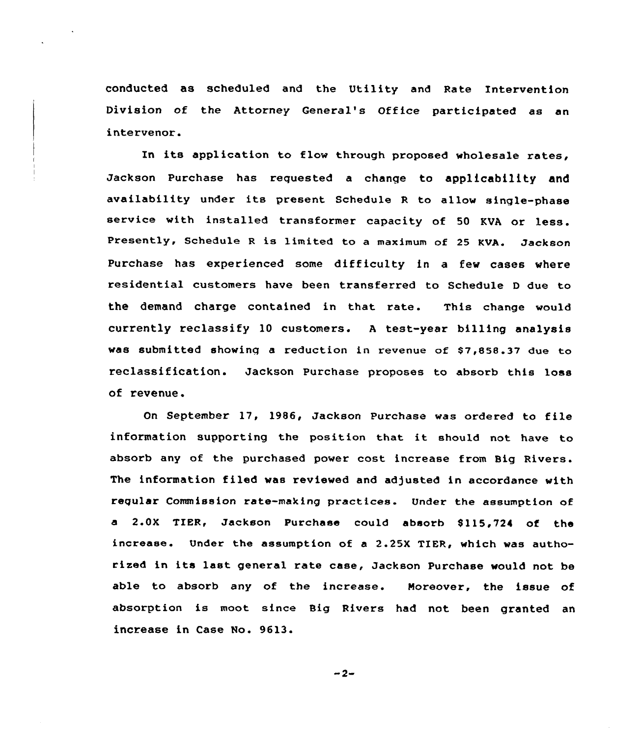conducted as scheduled and the Utility and Rate Intervention Division of the Attorney General's Office participated as an intervenor.

In its application to flow through proposed wholesale rates, Jackson Purchase has requested a change to applicability and availability under its present Schedule R to allow single-phase service with installed transformer capacity of 50 KVA or less. Presently, Schedule R is limited to a maximum of 25 KVA. Jackson Purchase has experienced some difficulty in a few cases where residential customers have been transferred to Schedule D due to the demand charge contained in that rate. This change would currently reclassify 10 customers. A test-year billing analysis was submitted showing a reduction in revenue of $7,858.37 due to reclassification. Jackson Purchase proposes to absorb this loss of revenue.

On September 17, 1986, Jackson Purchase was ordered to file information supporting the position that it should not have to absorb any of the purchased power cost increase from Big Rivers. The information filed was reviewed and adjusted in accordance with regular Commission rate-making practices. Under the assumption of a 2.0X TIER, Jackson Purchase could absorb $115,724 of the increase. Under the assumption of a 2.25X TIER, which was authorized in its last general rate case, Jackson Purchase would not be able to absorb any of the increase. Moreover, the issue of absorption is moot since Big Rivers had not been granted an increase in Case No. 9613.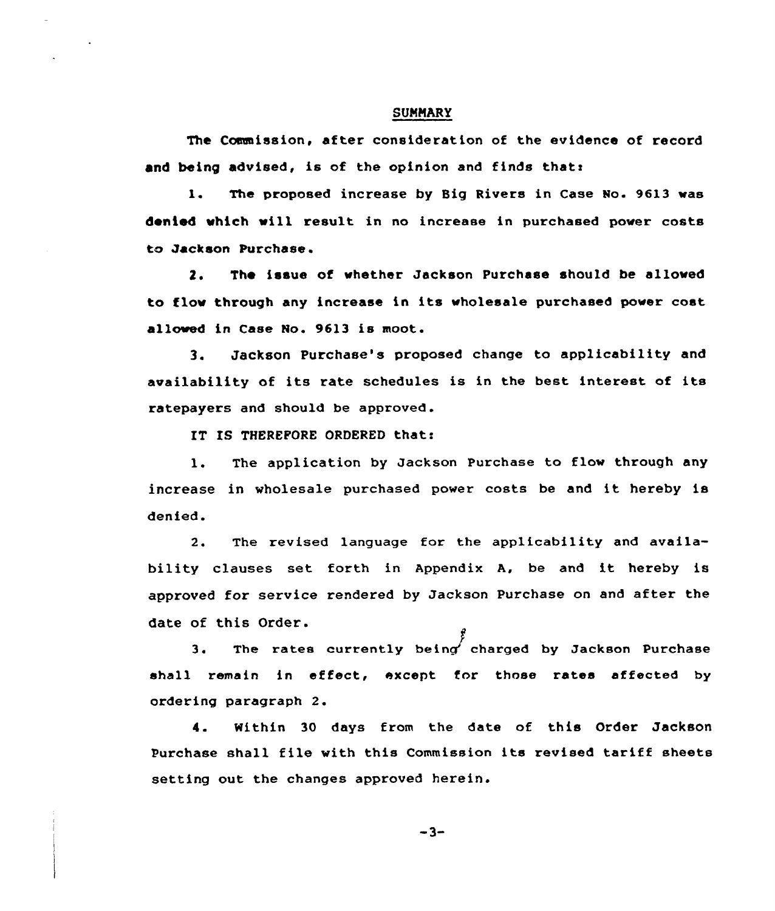## SUMMARY

The Commission, after consideration of the evidence of record and being advised, is of the opinion and finds that:

1. The proposed increase by Big Rivers in Case No. 9613 was denied which will result in no increase in purchased power costs to Jackson Purchase.

2. The issue of whether Jackson Purchase should be allowed to flow through any increase in its wholesale purchased power cost allowed in Case No. 9613 is moot.

3. Jackson Purchase's proposed change to applicability and availability of its rate schedules is in the best interest of its ratepayers and should be approved.

IT IS THEREFORE ORDERED that:

1. The application by Jackson Purchase to flow through any increase in wholesale purchased power costs be and it hereby is denied.

2. The revised language for the applicability and availability clauses set forth in Appendix A, be and it hereby is approved for service rendered by Jackson Purchase on and after the date of this Order.

3. The rates currently being charged by Jackson Purchase shall remain in effect, except for those rates affected by ordering paragraph 2.

4. Within 30 days from the date of this Order Jackson Purchase shall file with this Commission its revised tariff sheets setting out the changes approved herein.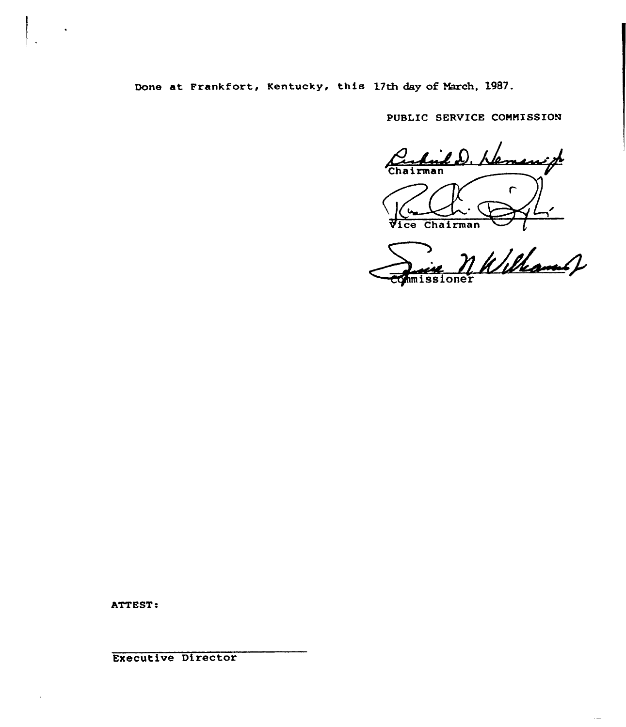Done at Frankfort, Kentucky, this 17th day of March, 1987.

PUBLIC SERVICE COMMISSION

Chairman

Vice Chairman

Commissioner

ATTEST:

Executive Director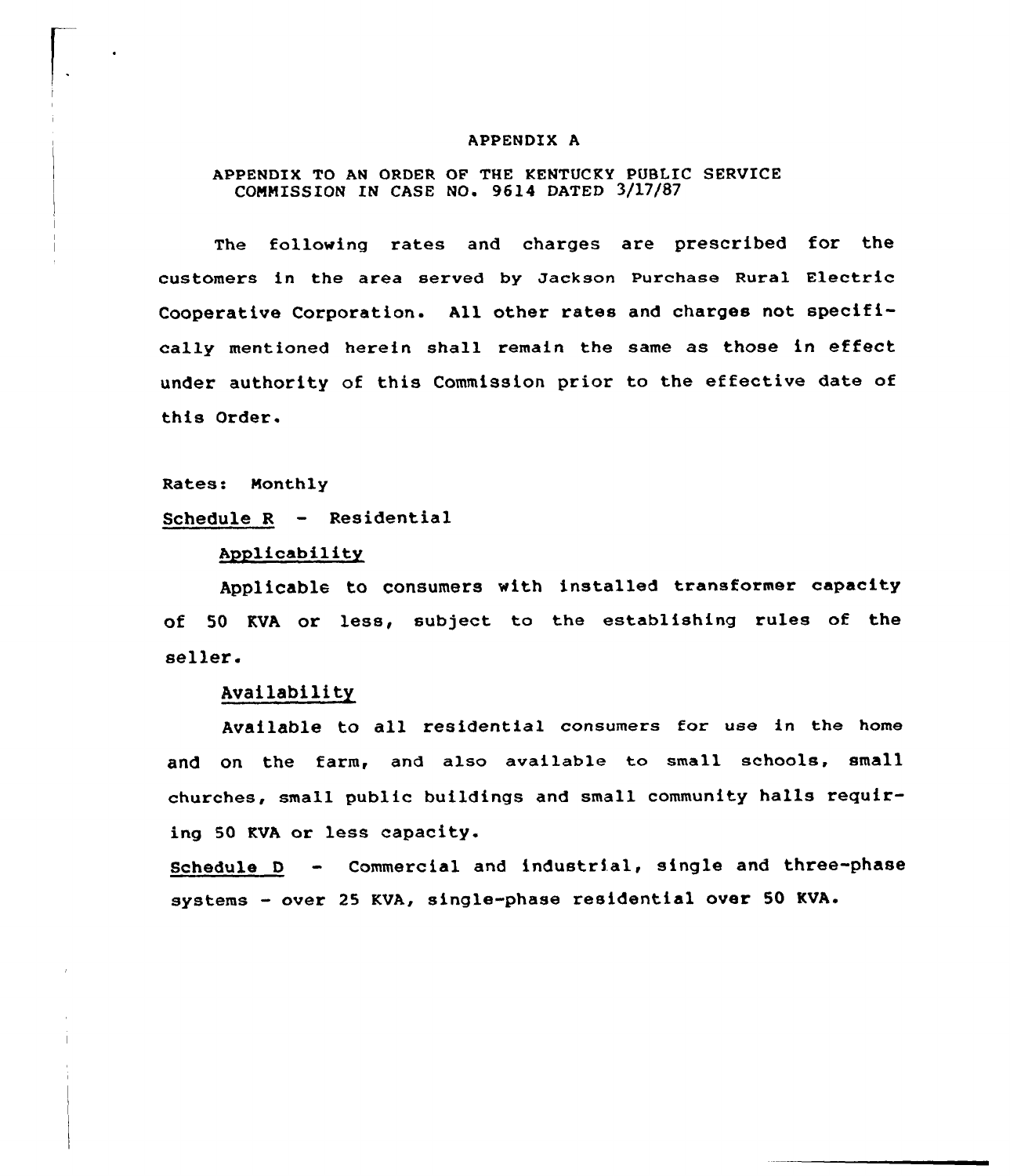# APPENDIX A

## APPENDIX TO AN ORDER OF THE KENTUCKY PUBLIC SERVICE COMMISSION IN CASE NO. 9614 DATED 3/17/87

The following rates and charges are prescribed for the customers in the area served by Jackson Purchase Rural Electric Cooperative Corporation. All other rates and charges not specifically mentioned herein shall remain the same as those in effect under authority of this Commission prior to the effective date of this Order.

Rates: Monthly

Schedule R - Residential

Applicability

Applicable to consumers with installed transformer capacity of 50 KVA or less, subject to the establishing rules of the seller.

Availability

Available to all residential consumers for use in the home and on the farm, and also available to small schools, small churches, small public buildings and small community halls requiring 50 KVA or less capacity.

Schedule D - Commercial and industrial, single and three-phase systems - over 25 KVA, single-phase residential over 50 KVA.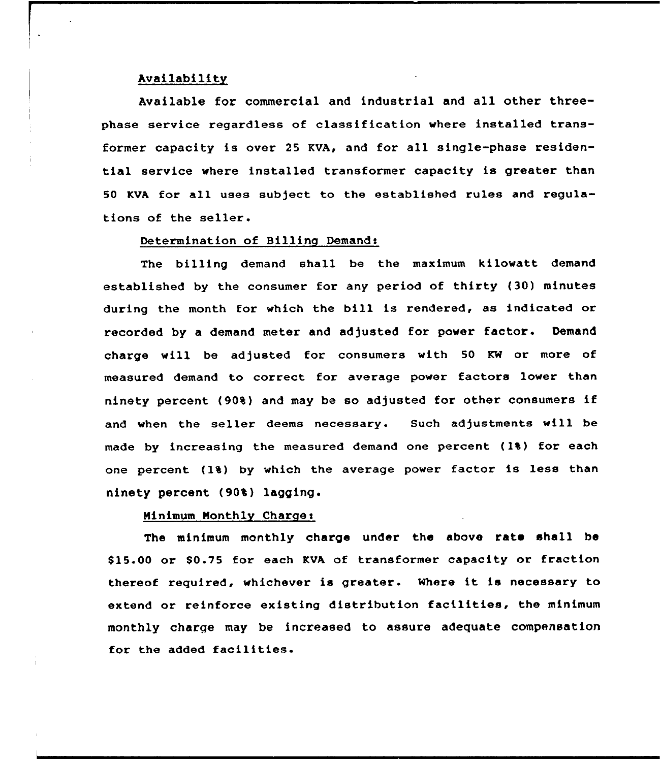Availability

Available for commercial and industrial and all other three-phase service regardless of classification where installed transformer capacity is over 25 KVA, and for all single-phase residential service where installed transformer capacity is greater than 50 KVA for all uses subject to the established rules and regulations of the seller.

Determination of Billing Demand:

The billing demand shall be the maximum kilowatt demand established by the consumer for any period of thirty (30) minutes during the month for which the bill is rendered, as indicated or recorded by a demand meter and adjusted for power factor. Demand charge will be adjusted for consumers with 50 KW or more of measured demand to correct for average power factors lower than ninety percent (90%) and may be so adjusted for other consumers if and when the seller deems necessary. Such adjustments will be made by increasing the measured demand one percent (1%) for each one percent (1%) by which the average power factor is less than ninety percent (90%) lagging.

Minimum Monthly Charge:

The minimum monthly charge under the above rate shall be $15.00 or $0.75 for each KVA of transformer capacity or fraction thereof required, whichever is greater. Where it is necessary to extend or reinforce existing distribution facilities, the minimum monthly charge may be increased to assure adequate compensation for the added facilities.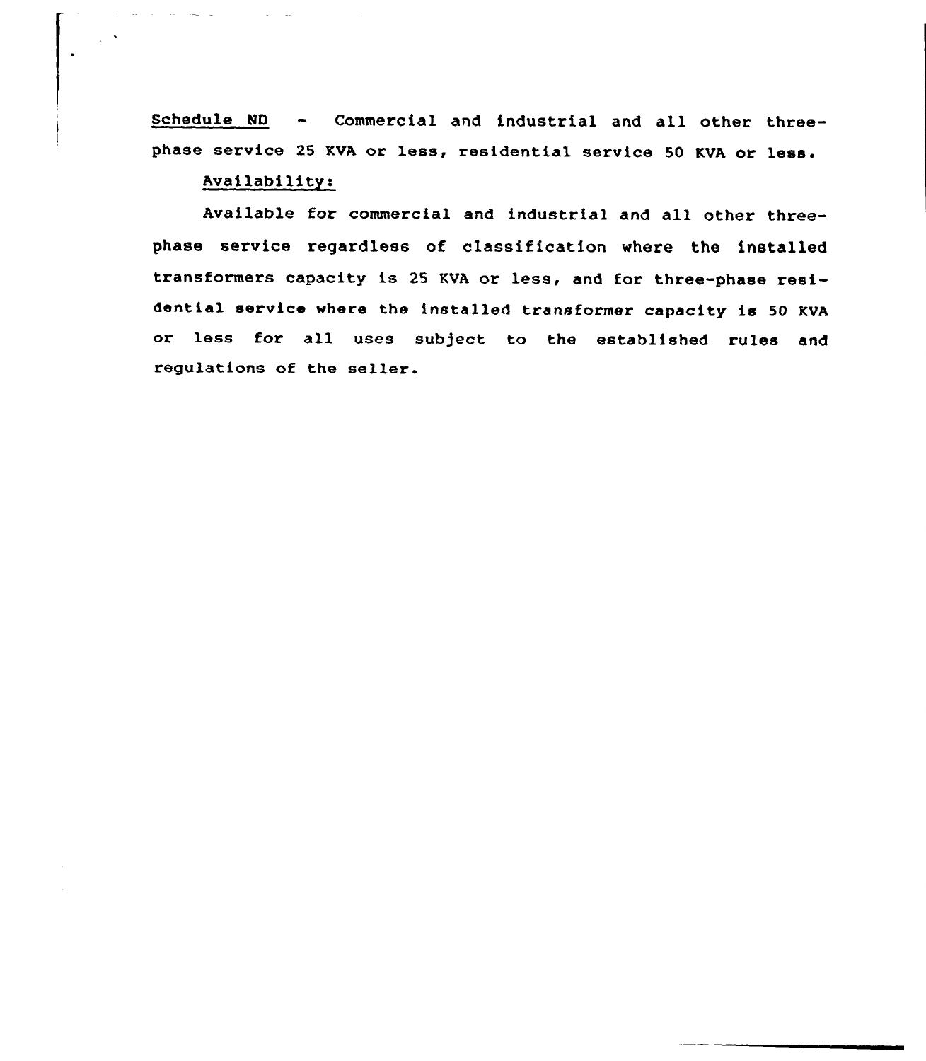Schedule ND - Commercial and industrial and all other three-phase service 25 KVA or less, residential service 50 KVA or less.

Availability:

Available for commercial and industrial and all other three-phase service regardless of classification where the installed transformers capacity is 25 KVA or less, and for three-phase residential service where the installed transformer capacity is 50 KVA or less for all uses subject to the established rules and regulations of the seller.